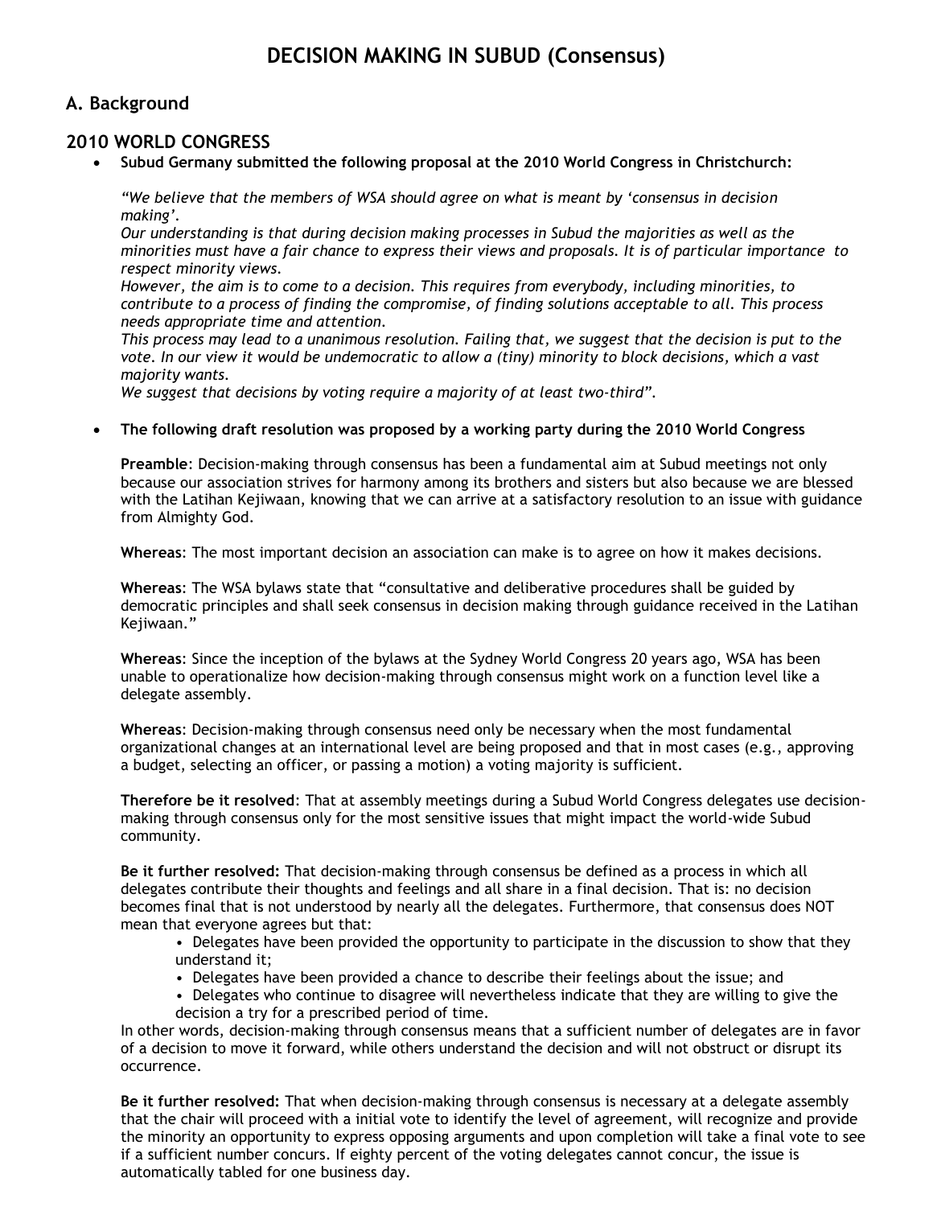# DECISION MAKING IN SUBUD (Consensus)

## A. Background

## 2010 WORLD CONGRESS

- **Subud Germany submitted the following proposal at the 2010 World Congress in Christchurch:**

  *"We believe that the members of WSA should agree on what is meant by 'consensus in decision making'.*
  *Our understanding is that during decision making processes in Subud the majorities as well as the minorities must have a fair chance to express their views and proposals. It is of particular importance to respect minority views.*
  *However, the aim is to come to a decision. This requires from everybody, including minorities, to contribute to a process of finding the compromise, of finding solutions acceptable to all. This process needs appropriate time and attention.*
  *This process may lead to a unanimous resolution. Failing that, we suggest that the decision is put to the vote. In our view it would be undemocratic to allow a (tiny) minority to block decisions, which a vast majority wants.*
  *We suggest that decisions by voting require a majority of at least two-third".*

- **The following draft resolution was proposed by a working party during the 2010 World Congress**

  **Preamble**: Decision-making through consensus has been a fundamental aim at Subud meetings not only because our association strives for harmony among its brothers and sisters but also because we are blessed with the Latihan Kejiwaan, knowing that we can arrive at a satisfactory resolution to an issue with guidance from Almighty God.

  **Whereas**: The most important decision an association can make is to agree on how it makes decisions.

  **Whereas**: The WSA bylaws state that "consultative and deliberative procedures shall be guided by democratic principles and shall seek consensus in decision making through guidance received in the Latihan Kejiwaan."

  **Whereas**: Since the inception of the bylaws at the Sydney World Congress 20 years ago, WSA has been unable to operationalize how decision-making through consensus might work on a function level like a delegate assembly.

  **Whereas**: Decision-making through consensus need only be necessary when the most fundamental organizational changes at an international level are being proposed and that in most cases (e.g., approving a budget, selecting an officer, or passing a motion) a voting majority is sufficient.

  **Therefore be it resolved**: That at assembly meetings during a Subud World Congress delegates use decision-making through consensus only for the most sensitive issues that might impact the world-wide Subud community.

  **Be it further resolved:** That decision-making through consensus be defined as a process in which all delegates contribute their thoughts and feelings and all share in a final decision. That is: no decision becomes final that is not understood by nearly all the delegates. Furthermore, that consensus does NOT mean that everyone agrees but that:

  - Delegates have been provided the opportunity to participate in the discussion to show that they understand it;
  - Delegates have been provided a chance to describe their feelings about the issue; and
  - Delegates who continue to disagree will nevertheless indicate that they are willing to give the decision a try for a prescribed period of time.

  In other words, decision-making through consensus means that a sufficient number of delegates are in favor of a decision to move it forward, while others understand the decision and will not obstruct or disrupt its occurrence.

  **Be it further resolved:** That when decision-making through consensus is necessary at a delegate assembly that the chair will proceed with a initial vote to identify the level of agreement, will recognize and provide the minority an opportunity to express opposing arguments and upon completion will take a final vote to see if a sufficient number concurs. If eighty percent of the voting delegates cannot concur, the issue is automatically tabled for one business day.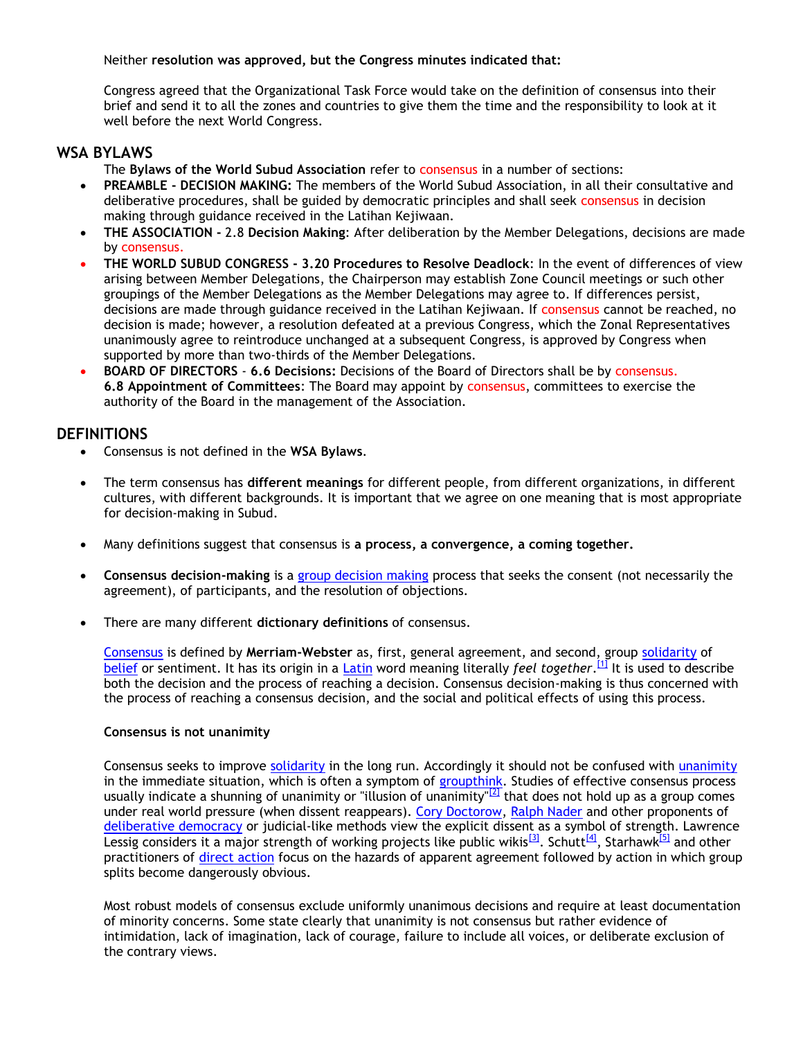Neither **resolution was approved, but the Congress minutes indicated that:**

Congress agreed that the Organizational Task Force would take on the definition of consensus into their brief and send it to all the zones and countries to give them the time and the responsibility to look at it well before the next World Congress.

## WSA BYLAWS

The **Bylaws of the World Subud Association** refer to consensus in a number of sections:

- **PREAMBLE - DECISION MAKING:** The members of the World Subud Association, in all their consultative and deliberative procedures, shall be guided by democratic principles and shall seek consensus in decision making through guidance received in the Latihan Kejiwaan.
- **THE ASSOCIATION -** 2.8 **Decision Making**: After deliberation by the Member Delegations, decisions are made by consensus.
- **THE WORLD SUBUD CONGRESS - 3.20 Procedures to Resolve Deadlock**: In the event of differences of view arising between Member Delegations, the Chairperson may establish Zone Council meetings or such other groupings of the Member Delegations as the Member Delegations may agree to. If differences persist, decisions are made through guidance received in the Latihan Kejiwaan. If consensus cannot be reached, no decision is made; however, a resolution defeated at a previous Congress, which the Zonal Representatives unanimously agree to reintroduce unchanged at a subsequent Congress, is approved by Congress when supported by more than two-thirds of the Member Delegations.
- **BOARD OF DIRECTORS** - **6.6 Decisions:** Decisions of the Board of Directors shall be by consensus.
  **6.8 Appointment of Committees**: The Board may appoint by consensus, committees to exercise the authority of the Board in the management of the Association.

## DEFINITIONS

- Consensus is not defined in the **WSA Bylaws**.
- The term consensus has **different meanings** for different people, from different organizations, in different cultures, with different backgrounds. It is important that we agree on one meaning that is most appropriate for decision-making in Subud.
- Many definitions suggest that consensus is **a process, a convergence, a coming together.**
- **Consensus decision-making** is a group decision making process that seeks the consent (not necessarily the agreement), of participants, and the resolution of objections.
- There are many different **dictionary definitions** of consensus.

  Consensus is defined by **Merriam-Webster** as, first, general agreement, and second, group solidarity of belief or sentiment. It has its origin in a Latin word meaning literally *feel together*.[1] It is used to describe both the decision and the process of reaching a decision. Consensus decision-making is thus concerned with the process of reaching a consensus decision, and the social and political effects of using this process.

  **Consensus is not unanimity**

  Consensus seeks to improve solidarity in the long run. Accordingly it should not be confused with unanimity in the immediate situation, which is often a symptom of groupthink. Studies of effective consensus process usually indicate a shunning of unanimity or "illusion of unanimity"[2] that does not hold up as a group comes under real world pressure (when dissent reappears). Cory Doctorow, Ralph Nader and other proponents of deliberative democracy or judicial-like methods view the explicit dissent as a symbol of strength. Lawrence Lessig considers it a major strength of working projects like public wikis[3]. Schutt[4], Starhawk[5] and other practitioners of direct action focus on the hazards of apparent agreement followed by action in which group splits become dangerously obvious.

  Most robust models of consensus exclude uniformly unanimous decisions and require at least documentation of minority concerns. Some state clearly that unanimity is not consensus but rather evidence of intimidation, lack of imagination, lack of courage, failure to include all voices, or deliberate exclusion of the contrary views.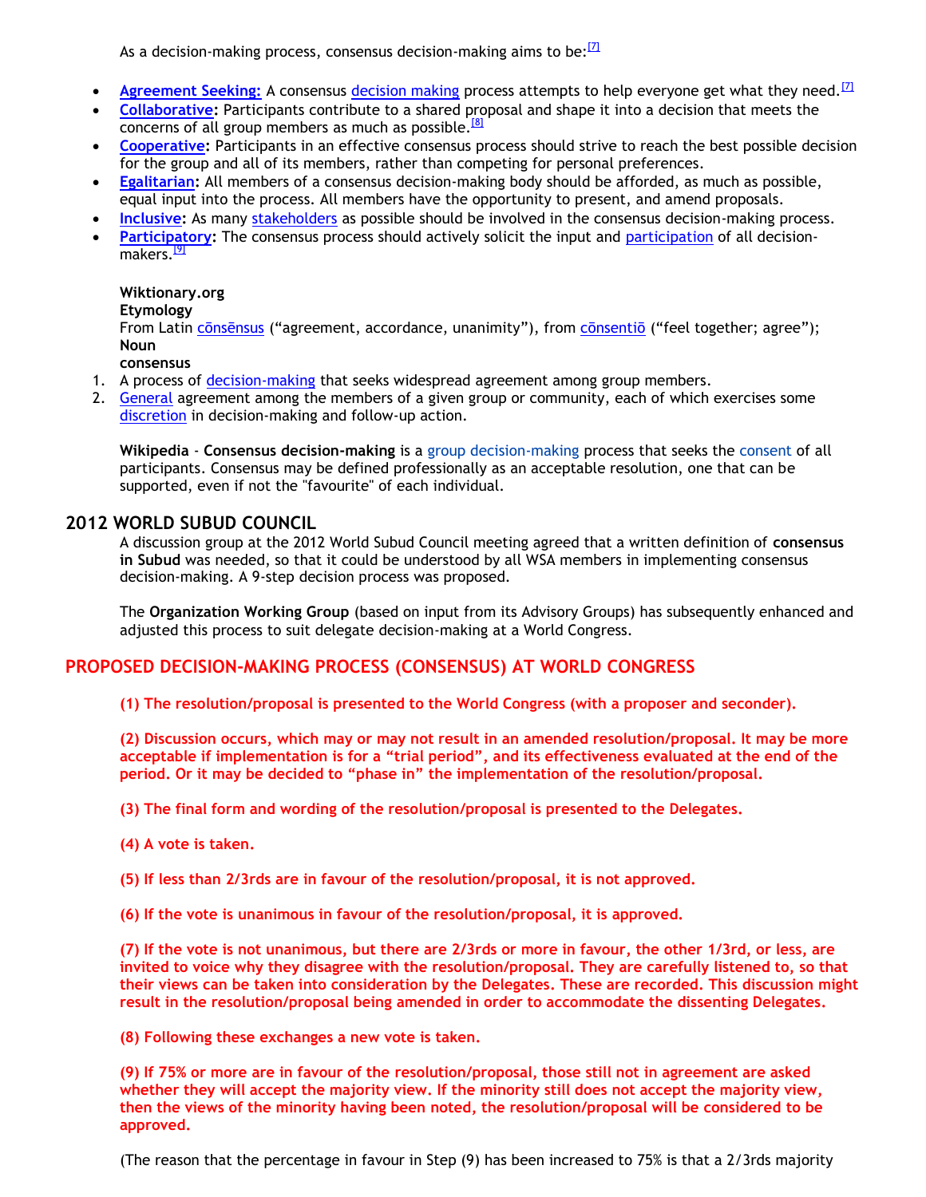As a decision-making process, consensus decision-making aims to be:[7]

- **Agreement Seeking:** A consensus decision making process attempts to help everyone get what they need.[7]
- **Collaborative:** Participants contribute to a shared proposal and shape it into a decision that meets the concerns of all group members as much as possible.[8]
- **Cooperative:** Participants in an effective consensus process should strive to reach the best possible decision for the group and all of its members, rather than competing for personal preferences.
- **Egalitarian:** All members of a consensus decision-making body should be afforded, as much as possible, equal input into the process. All members have the opportunity to present, and amend proposals.
- **Inclusive:** As many stakeholders as possible should be involved in the consensus decision-making process.
- **Participatory:** The consensus process should actively solicit the input and participation of all decision-makers.[9]

**Wiktionary.org**
**Etymology**
From Latin cōnsēnsus (“agreement, accordance, unanimity”), from cōnsentiō (“feel together; agree”);
**Noun**
**consensus**

1. A process of decision-making that seeks widespread agreement among group members.
2. General agreement among the members of a given group or community, each of which exercises some discretion in decision-making and follow-up action.

**Wikipedia** - **Consensus decision-making** is a group decision-making process that seeks the consent of all participants. Consensus may be defined professionally as an acceptable resolution, one that can be supported, even if not the "favourite" of each individual.

## 2012 WORLD SUBUD COUNCIL

A discussion group at the 2012 World Subud Council meeting agreed that a written definition of **consensus in Subud** was needed, so that it could be understood by all WSA members in implementing consensus decision-making. A 9-step decision process was proposed.

The **Organization Working Group** (based on input from its Advisory Groups) has subsequently enhanced and adjusted this process to suit delegate decision-making at a World Congress.

## PROPOSED DECISION-MAKING PROCESS (CONSENSUS) AT WORLD CONGRESS

**(1) The resolution/proposal is presented to the World Congress (with a proposer and seconder).**

**(2) Discussion occurs, which may or may not result in an amended resolution/proposal. It may be more acceptable if implementation is for a “trial period”, and its effectiveness evaluated at the end of the period. Or it may be decided to “phase in” the implementation of the resolution/proposal.**

**(3) The final form and wording of the resolution/proposal is presented to the Delegates.**

**(4) A vote is taken.**

**(5) If less than 2/3rds are in favour of the resolution/proposal, it is not approved.**

**(6) If the vote is unanimous in favour of the resolution/proposal, it is approved.**

**(7) If the vote is not unanimous, but there are 2/3rds or more in favour, the other 1/3rd, or less, are invited to voice why they disagree with the resolution/proposal. They are carefully listened to, so that their views can be taken into consideration by the Delegates. These are recorded. This discussion might result in the resolution/proposal being amended in order to accommodate the dissenting Delegates.**

**(8) Following these exchanges a new vote is taken.**

**(9) If 75% or more are in favour of the resolution/proposal, those still not in agreement are asked whether they will accept the majority view. If the minority still does not accept the majority view, then the views of the minority having been noted, the resolution/proposal will be considered to be approved.**

(The reason that the percentage in favour in Step (9) has been increased to 75% is that a 2/3rds majority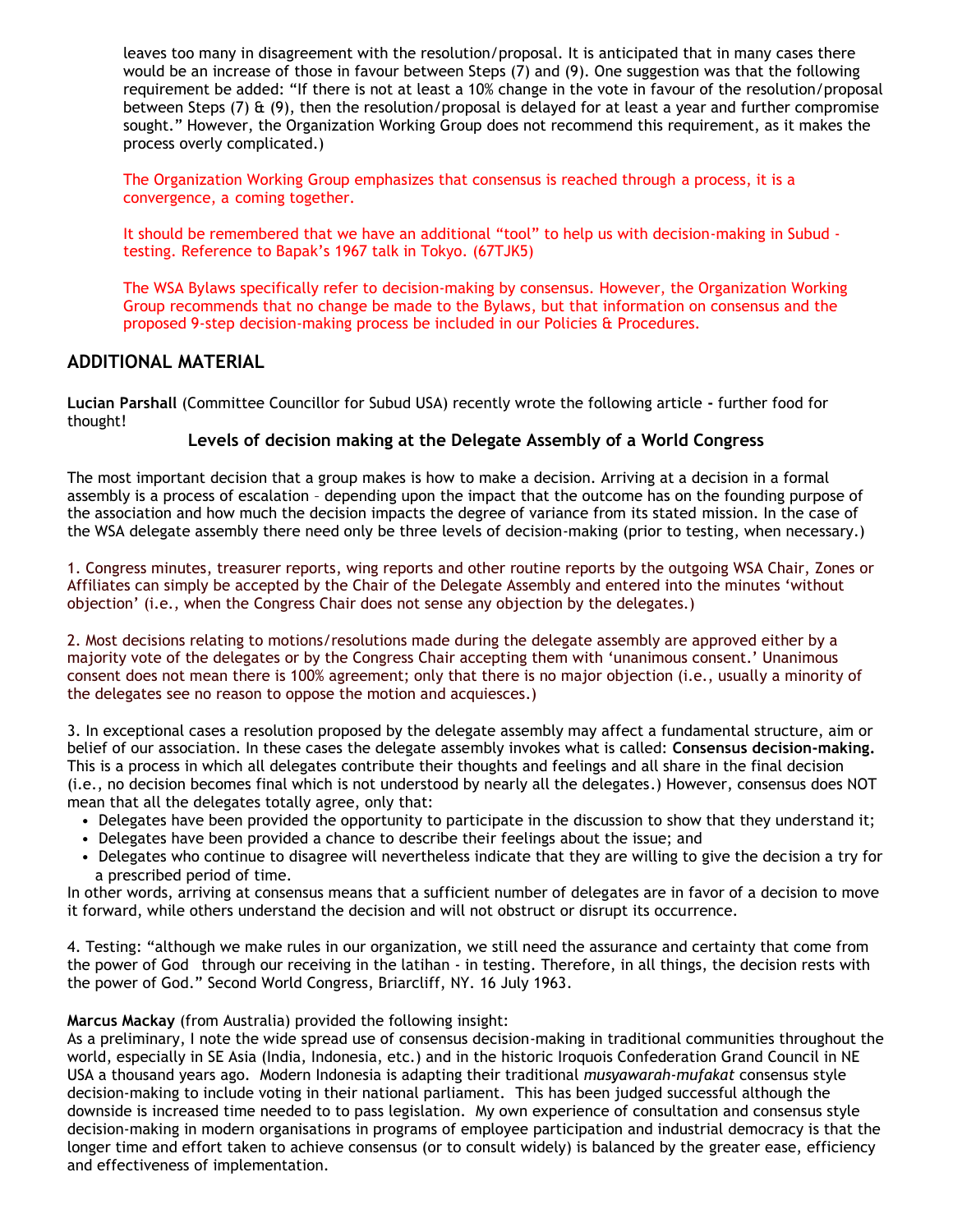leaves too many in disagreement with the resolution/proposal. It is anticipated that in many cases there would be an increase of those in favour between Steps (7) and (9). One suggestion was that the following requirement be added: "If there is not at least a 10% change in the vote in favour of the resolution/proposal between Steps (7) & (9), then the resolution/proposal is delayed for at least a year and further compromise sought." However, the Organization Working Group does not recommend this requirement, as it makes the process overly complicated.)

The Organization Working Group emphasizes that consensus is reached through a process, it is a convergence, a coming together.

It should be remembered that we have an additional "tool" to help us with decision-making in Subud - testing. Reference to Bapak's 1967 talk in Tokyo. (67TJK5)

The WSA Bylaws specifically refer to decision-making by consensus. However, the Organization Working Group recommends that no change be made to the Bylaws, but that information on consensus and the proposed 9-step decision-making process be included in our Policies & Procedures.

## ADDITIONAL MATERIAL

**Lucian Parshall** (Committee Councillor for Subud USA) recently wrote the following article **-** further food for thought!

### Levels of decision making at the Delegate Assembly of a World Congress

The most important decision that a group makes is how to make a decision. Arriving at a decision in a formal assembly is a process of escalation – depending upon the impact that the outcome has on the founding purpose of the association and how much the decision impacts the degree of variance from its stated mission. In the case of the WSA delegate assembly there need only be three levels of decision-making (prior to testing, when necessary.)

1. Congress minutes, treasurer reports, wing reports and other routine reports by the outgoing WSA Chair, Zones or Affiliates can simply be accepted by the Chair of the Delegate Assembly and entered into the minutes 'without objection' (i.e., when the Congress Chair does not sense any objection by the delegates.)

2. Most decisions relating to motions/resolutions made during the delegate assembly are approved either by a majority vote of the delegates or by the Congress Chair accepting them with 'unanimous consent.' Unanimous consent does not mean there is 100% agreement; only that there is no major objection (i.e., usually a minority of the delegates see no reason to oppose the motion and acquiesces.)

3. In exceptional cases a resolution proposed by the delegate assembly may affect a fundamental structure, aim or belief of our association. In these cases the delegate assembly invokes what is called: **Consensus decision-making.** This is a process in which all delegates contribute their thoughts and feelings and all share in the final decision (i.e., no decision becomes final which is not understood by nearly all the delegates.) However, consensus does NOT mean that all the delegates totally agree, only that:
- Delegates have been provided the opportunity to participate in the discussion to show that they understand it;
- Delegates have been provided a chance to describe their feelings about the issue; and
- Delegates who continue to disagree will nevertheless indicate that they are willing to give the decision a try for a prescribed period of time.

In other words, arriving at consensus means that a sufficient number of delegates are in favor of a decision to move it forward, while others understand the decision and will not obstruct or disrupt its occurrence.

4. Testing: "although we make rules in our organization, we still need the assurance and certainty that come from the power of God through our receiving in the latihan - in testing. Therefore, in all things, the decision rests with the power of God." Second World Congress, Briarcliff, NY. 16 July 1963.

**Marcus Mackay** (from Australia) provided the following insight:
As a preliminary, I note the wide spread use of consensus decision-making in traditional communities throughout the world, especially in SE Asia (India, Indonesia, etc.) and in the historic Iroquois Confederation Grand Council in NE USA a thousand years ago. Modern Indonesia is adapting their traditional *musyawarah-mufakat* consensus style decision-making to include voting in their national parliament. This has been judged successful although the downside is increased time needed to to pass legislation. My own experience of consultation and consensus style decision-making in modern organisations in programs of employee participation and industrial democracy is that the longer time and effort taken to achieve consensus (or to consult widely) is balanced by the greater ease, efficiency and effectiveness of implementation.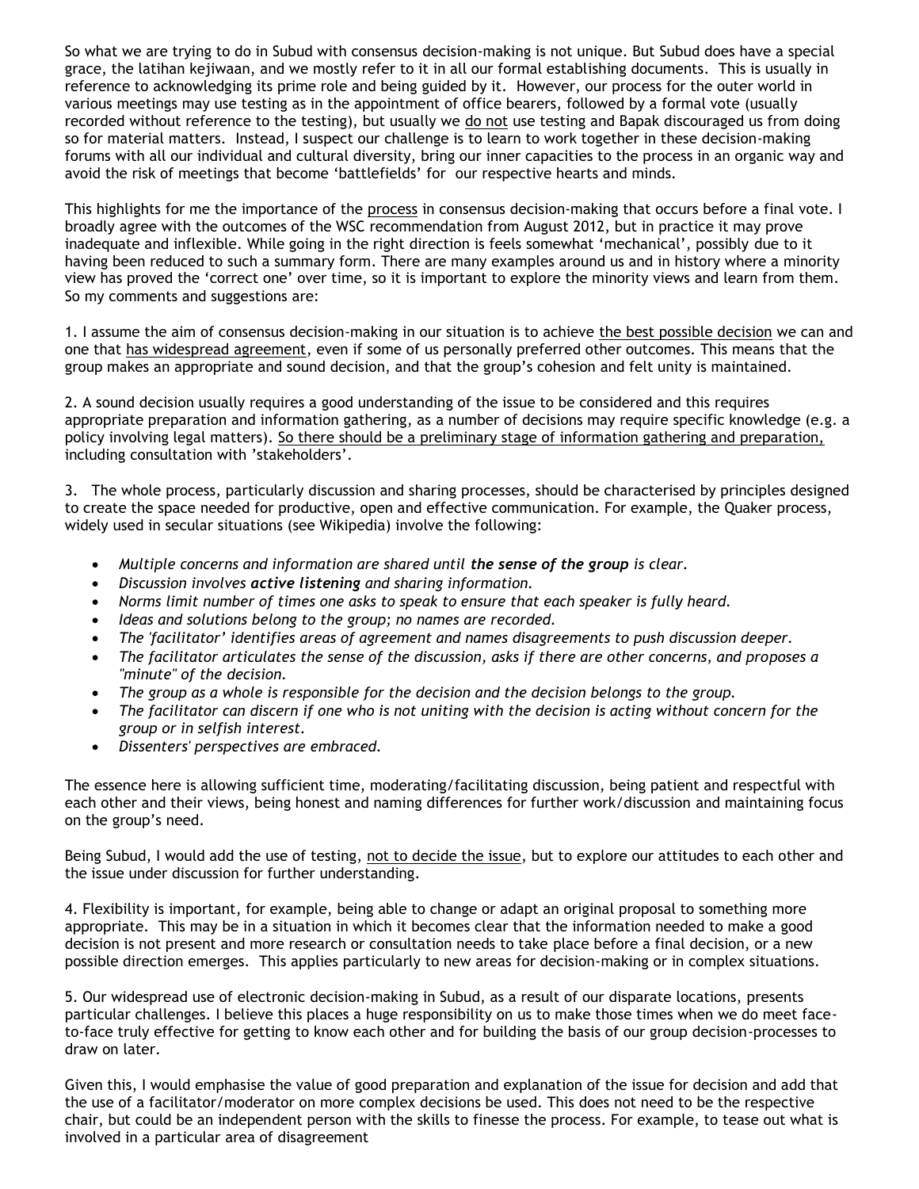So what we are trying to do in Subud with consensus decision-making is not unique. But Subud does have a special grace, the latihan kejiwaan, and we mostly refer to it in all our formal establishing documents. This is usually in reference to acknowledging its prime role and being guided by it. However, our process for the outer world in various meetings may use testing as in the appointment of office bearers, followed by a formal vote (usually recorded without reference to the testing), but usually we do not use testing and Bapak discouraged us from doing so for material matters. Instead, I suspect our challenge is to learn to work together in these decision-making forums with all our individual and cultural diversity, bring our inner capacities to the process in an organic way and avoid the risk of meetings that become 'battlefields' for our respective hearts and minds.

This highlights for me the importance of the process in consensus decision-making that occurs before a final vote. I broadly agree with the outcomes of the WSC recommendation from August 2012, but in practice it may prove inadequate and inflexible. While going in the right direction is feels somewhat 'mechanical', possibly due to it having been reduced to such a summary form. There are many examples around us and in history where a minority view has proved the 'correct one' over time, so it is important to explore the minority views and learn from them. So my comments and suggestions are:

1. I assume the aim of consensus decision-making in our situation is to achieve the best possible decision we can and one that has widespread agreement, even if some of us personally preferred other outcomes. This means that the group makes an appropriate and sound decision, and that the group's cohesion and felt unity is maintained.

2. A sound decision usually requires a good understanding of the issue to be considered and this requires appropriate preparation and information gathering, as a number of decisions may require specific knowledge (e.g. a policy involving legal matters). So there should be a preliminary stage of information gathering and preparation, including consultation with 'stakeholders'.

3. The whole process, particularly discussion and sharing processes, should be characterised by principles designed to create the space needed for productive, open and effective communication. For example, the Quaker process, widely used in secular situations (see Wikipedia) involve the following:

- *Multiple concerns and information are shared until **the sense of the group** is clear.*
- *Discussion involves **active listening** and sharing information.*
- *Norms limit number of times one asks to speak to ensure that each speaker is fully heard.*
- *Ideas and solutions belong to the group; no names are recorded.*
- *The 'facilitator' identifies areas of agreement and names disagreements to push discussion deeper.*
- *The facilitator articulates the sense of the discussion, asks if there are other concerns, and proposes a "minute" of the decision.*
- *The group as a whole is responsible for the decision and the decision belongs to the group.*
- *The facilitator can discern if one who is not uniting with the decision is acting without concern for the group or in selfish interest.*
- *Dissenters' perspectives are embraced.*

The essence here is allowing sufficient time, moderating/facilitating discussion, being patient and respectful with each other and their views, being honest and naming differences for further work/discussion and maintaining focus on the group's need.

Being Subud, I would add the use of testing, not to decide the issue, but to explore our attitudes to each other and the issue under discussion for further understanding.

4. Flexibility is important, for example, being able to change or adapt an original proposal to something more appropriate. This may be in a situation in which it becomes clear that the information needed to make a good decision is not present and more research or consultation needs to take place before a final decision, or a new possible direction emerges. This applies particularly to new areas for decision-making or in complex situations.

5. Our widespread use of electronic decision-making in Subud, as a result of our disparate locations, presents particular challenges. I believe this places a huge responsibility on us to make those times when we do meet face-to-face truly effective for getting to know each other and for building the basis of our group decision-processes to draw on later.

Given this, I would emphasise the value of good preparation and explanation of the issue for decision and add that the use of a facilitator/moderator on more complex decisions be used. This does not need to be the respective chair, but could be an independent person with the skills to finesse the process. For example, to tease out what is involved in a particular area of disagreement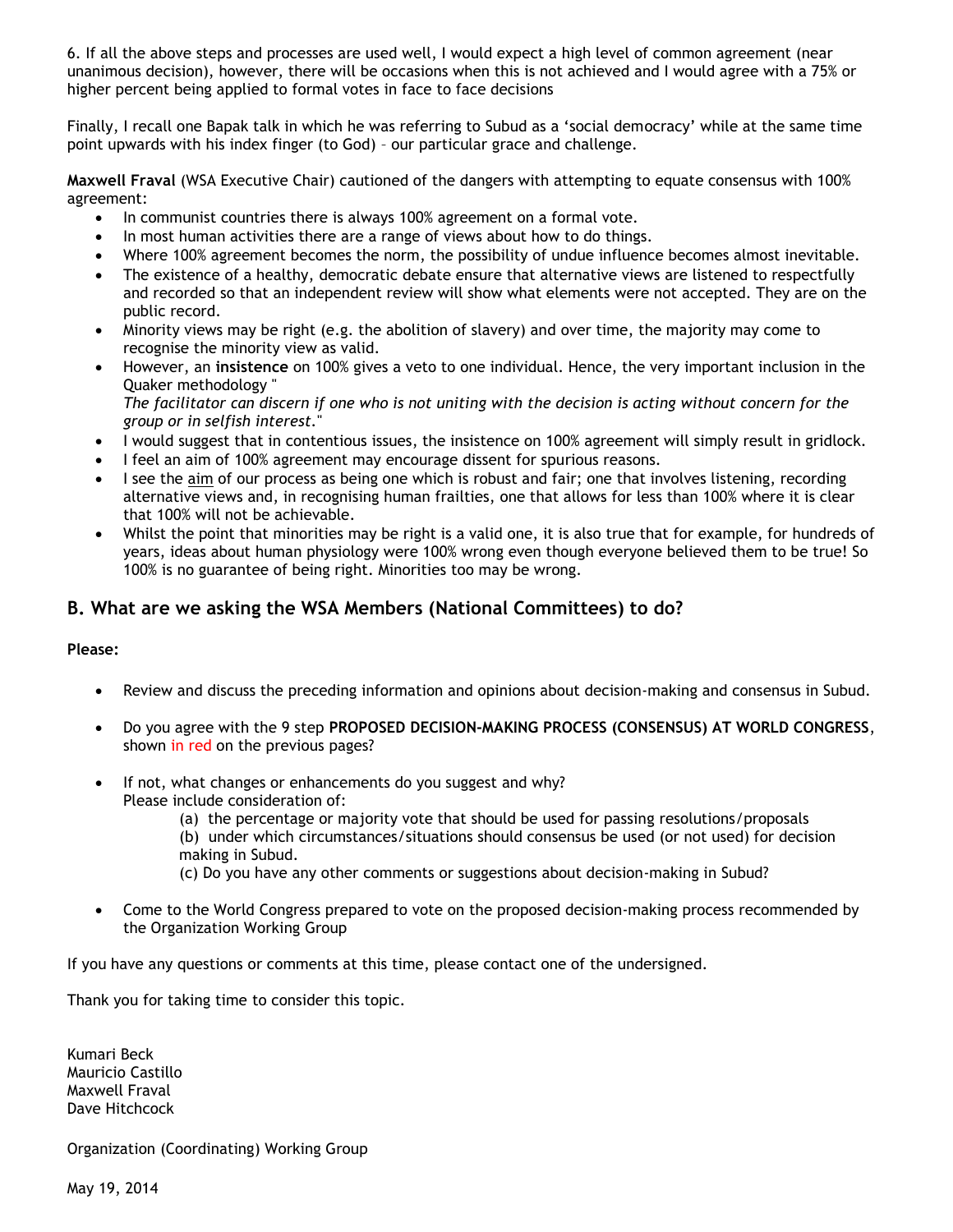6. If all the above steps and processes are used well, I would expect a high level of common agreement (near unanimous decision), however, there will be occasions when this is not achieved and I would agree with a 75% or higher percent being applied to formal votes in face to face decisions

Finally, I recall one Bapak talk in which he was referring to Subud as a 'social democracy' while at the same time point upwards with his index finger (to God) – our particular grace and challenge.

**Maxwell Fraval** (WSA Executive Chair) cautioned of the dangers with attempting to equate consensus with 100% agreement:

- In communist countries there is always 100% agreement on a formal vote.
- In most human activities there are a range of views about how to do things.
- Where 100% agreement becomes the norm, the possibility of undue influence becomes almost inevitable.
- The existence of a healthy, democratic debate ensure that alternative views are listened to respectfully and recorded so that an independent review will show what elements were not accepted. They are on the public record.
- Minority views may be right (e.g. the abolition of slavery) and over time, the majority may come to recognise the minority view as valid.
- However, an **insistence** on 100% gives a veto to one individual. Hence, the very important inclusion in the Quaker methodology "
  *The facilitator can discern if one who is not uniting with the decision is acting without concern for the group or in selfish interest.*"
- I would suggest that in contentious issues, the insistence on 100% agreement will simply result in gridlock.
- I feel an aim of 100% agreement may encourage dissent for spurious reasons.
- I see the aim of our process as being one which is robust and fair; one that involves listening, recording alternative views and, in recognising human frailties, one that allows for less than 100% where it is clear that 100% will not be achievable.
- Whilst the point that minorities may be right is a valid one, it is also true that for example, for hundreds of years, ideas about human physiology were 100% wrong even though everyone believed them to be true! So 100% is no guarantee of being right. Minorities too may be wrong.

## B. What are we asking the WSA Members (National Committees) to do?

**Please:**

- Review and discuss the preceding information and opinions about decision-making and consensus in Subud.
- Do you agree with the 9 step **PROPOSED DECISION-MAKING PROCESS (CONSENSUS) AT WORLD CONGRESS**, shown in red on the previous pages?
- If not, what changes or enhancements do you suggest and why?
  Please include consideration of:
  (a) the percentage or majority vote that should be used for passing resolutions/proposals
  (b) under which circumstances/situations should consensus be used (or not used) for decision making in Subud.
  (c) Do you have any other comments or suggestions about decision-making in Subud?
- Come to the World Congress prepared to vote on the proposed decision-making process recommended by the Organization Working Group

If you have any questions or comments at this time, please contact one of the undersigned.

Thank you for taking time to consider this topic.

Kumari Beck
Mauricio Castillo
Maxwell Fraval
Dave Hitchcock

Organization (Coordinating) Working Group

May 19, 2014